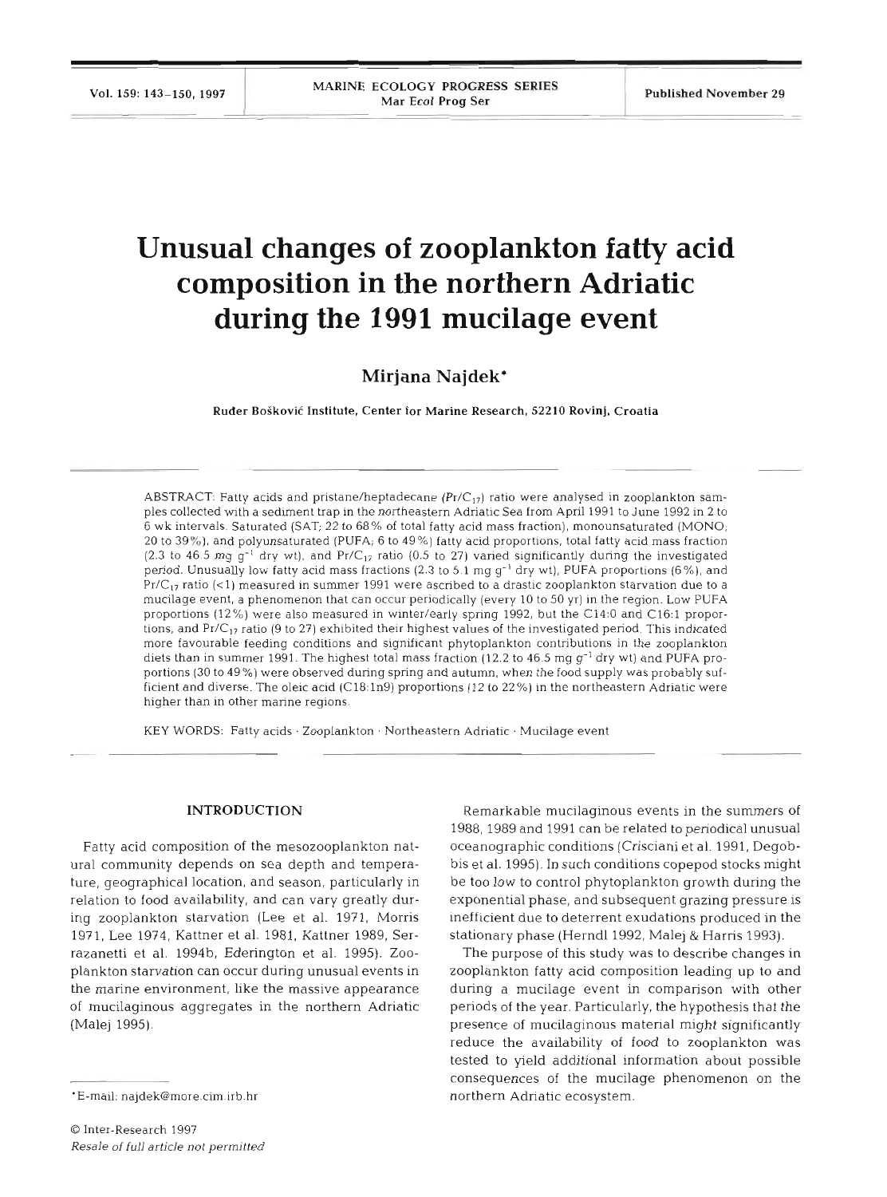# Unusual changes of zooplankton fatty acid composition in the northern Adriatic during the 1991 mucilage event

**Mirjana Najdek***

Ruđer Bošković Institute, Center for Marine Research, 52210 Rovinj, Croatia

ABSTRACT: Fatty acids and pristane/heptadecane ($Pr/C_{17}$) ratio were analysed in zooplankton samples collected with a sediment trap in the northeastern Adriatic Sea from April 1991 to June 1992 in 2 to 6 wk intervals. Saturated (SAT; 22 to 68% of total fatty acid mass fraction), monounsaturated (MONO; 20 to 39%), and polyunsaturated (PUFA; 6 to 49%) fatty acid proportions, total fatty acid mass fraction (2.3 to 46.5 mg $g^{-1}$ dry wt), and $Pr/C_{17}$ ratio (0.5 to 27) varied significantly during the investigated period. Unusually low fatty acid mass fractions (2.3 to 5.1 mg $g^{-1}$ dry wt), PUFA proportions (6%), and $Pr/C_{17}$ ratio (<1) measured in summer 1991 were ascribed to a drastic zooplankton starvation due to a mucilage event, a phenomenon that can occur periodically (every 10 to 50 yr) in the region. Low PUFA proportions (12%) were also measured in winter/early spring 1992, but the C14:0 and C16:1 proportions, and $Pr/C_{17}$ ratio (9 to 27) exhibited their highest values of the investigated period. This indicated more favourable feeding conditions and significant phytoplankton contributions in the zooplankton diets than in summer 1991. The highest total mass fraction (12.2 to 46.5 mg $g^{-1}$ dry wt) and PUFA proportions (30 to 49%) were observed during spring and autumn, when the food supply was probably sufficient and diverse. The oleic acid (C18:1n9) proportions (12 to 22%) in the northeastern Adriatic were higher than in other marine regions.

KEY WORDS: Fatty acids · Zooplankton · Northeastern Adriatic · Mucilage event

## INTRODUCTION

Fatty acid composition of the mesozooplankton natural community depends on sea depth and temperature, geographical location, and season, particularly in relation to food availability, and can vary greatly during zooplankton starvation (Lee et al. 1971, Morris 1971, Lee 1974, Kattner et al. 1981, Kattner 1989, Serrazanetti et al. 1994b, Ederington et al. 1995). Zooplankton starvation can occur during unusual events in the marine environment, like the massive appearance of mucilaginous aggregates in the northern Adriatic (Malej 1995).

Remarkable mucilaginous events in the summers of 1988, 1989 and 1991 can be related to periodical unusual oceanographic conditions (Crisciani et al. 1991, Degobbis et al. 1995). In such conditions copepod stocks might be too low to control phytoplankton growth during the exponential phase, and subsequent grazing pressure is inefficient due to deterrent exudations produced in the stationary phase (Herndl 1992, Malej & Harris 1993).

The purpose of this study was to describe changes in zooplankton fatty acid composition leading up to and during a mucilage event in comparison with other periods of the year. Particularly, the hypothesis that the presence of mucilaginous material might significantly reduce the availability of food to zooplankton was tested to yield additional information about possible consequences of the mucilage phenomenon on the northern Adriatic ecosystem.

*E-mail: najdek@more.cim.irb.hr

© Inter-Research 1997
*Resale of full article not permitted*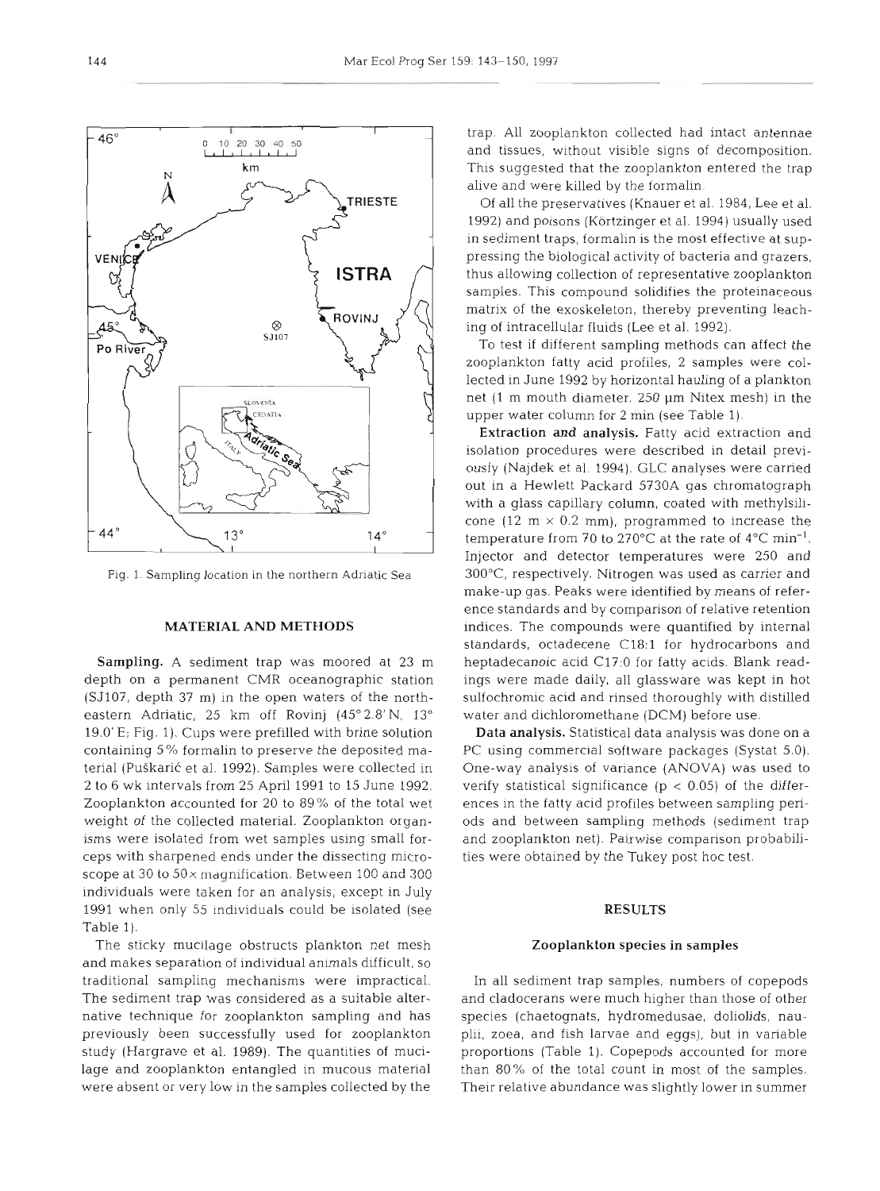Fig. 1. Sampling location in the northern Adriatic Sea

## MATERIAL AND METHODS

**Sampling.** A sediment trap was moored at 23 m depth on a permanent CMR oceanographic station (SJ107, depth 37 m) in the open waters of the northeastern Adriatic, 25 km off Rovinj (45° 2.8' N, 13° 19.0' E; Fig. 1). Cups were prefilled with brine solution containing 5% formalin to preserve the deposited material (Puškarić et al. 1992). Samples were collected in 2 to 6 wk intervals from 25 April 1991 to 15 June 1992. Zooplankton accounted for 20 to 89% of the total wet weight of the collected material. Zooplankton organisms were isolated from wet samples using small forceps with sharpened ends under the dissecting microscope at 30 to 50× magnification. Between 100 and 300 individuals were taken for an analysis, except in July 1991 when only 55 individuals could be isolated (see Table 1).

The sticky mucilage obstructs plankton net mesh and makes separation of individual animals difficult, so traditional sampling mechanisms were impractical. The sediment trap was considered as a suitable alternative technique for zooplankton sampling and has previously been successfully used for zooplankton study (Hargrave et al. 1989). The quantities of mucilage and zooplankton entangled in mucous material were absent or very low in the samples collected by the trap. All zooplankton collected had intact antennae and tissues, without visible signs of decomposition. This suggested that the zooplankton entered the trap alive and were killed by the formalin.

Of all the preservatives (Knauer et al. 1984, Lee et al. 1992) and poisons (Körtzinger et al. 1994) usually used in sediment traps, formalin is the most effective at suppressing the biological activity of bacteria and grazers, thus allowing collection of representative zooplankton samples. This compound solidifies the proteinaceous matrix of the exoskeleton, thereby preventing leaching of intracellular fluids (Lee et al. 1992).

To test if different sampling methods can affect the zooplankton fatty acid profiles, 2 samples were collected in June 1992 by horizontal hauling of a plankton net (1 m mouth diameter, 250 µm Nitex mesh) in the upper water column for 2 min (see Table 1).

**Extraction and analysis.** Fatty acid extraction and isolation procedures were described in detail previously (Najdek et al. 1994). GLC analyses were carried out in a Hewlett Packard 5730A gas chromatograph with a glass capillary column, coated with methylsilicone (12 m × 0.2 mm), programmed to increase the temperature from 70 to 270°C at the rate of 4°C $min^{-1}$. Injector and detector temperatures were 250 and 300°C, respectively. Nitrogen was used as carrier and make-up gas. Peaks were identified by means of reference standards and by comparison of relative retention indices. The compounds were quantified by internal standards, octadecene C18:1 for hydrocarbons and heptadecanoic acid C17:0 for fatty acids. Blank readings were made daily, all glassware was kept in hot sulfochromic acid and rinsed thoroughly with distilled water and dichloromethane (DCM) before use.

**Data analysis.** Statistical data analysis was done on a PC using commercial software packages (Systat 5.0). One-way analysis of variance (ANOVA) was used to verify statistical significance ($p < 0.05$) of the differences in the fatty acid profiles between sampling periods and between sampling methods (sediment trap and zooplankton net). Pairwise comparison probabilities were obtained by the Tukey post hoc test.

## RESULTS

### Zooplankton species in samples

In all sediment trap samples, numbers of copepods and cladocerans were much higher than those of other species (chaetognats, hydromedusae, doliolids, nauplii, zoea, and fish larvae and eggs), but in variable proportions (Table 1). Copepods accounted for more than 80% of the total count in most of the samples. Their relative abundance was slightly lower in summer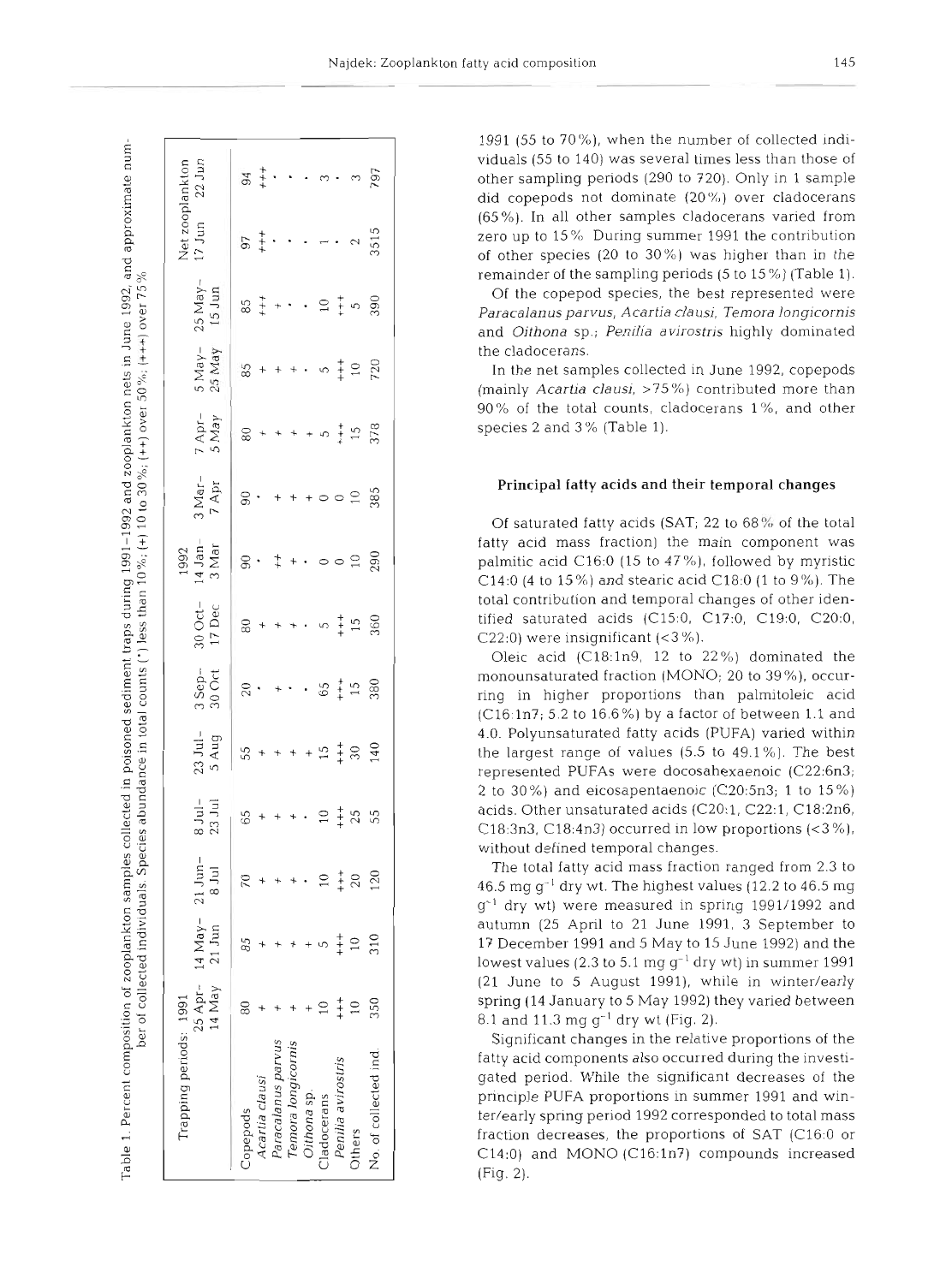Table 1. Percent composition of zooplankton samples collected in poisoned sediment traps during 1991–1992 and zooplankton nets in June 1992, and approximate number of collected individuals. Species abundance in total counts (·) less than 10%; (+) 10 to 30%; (++) over 50%; (+++) over 75%

| Trapping periods: | 1991 | | | | | | | 1992 | | | | | Net zooplankton | |
|---|---|---|---|---|---|---|---|---|---|---|---|---|---|---|
| | 25 Apr–14 May | 14 May–21 Jun | 21 Jun–8 Jul | 8 Jul–23 Jul | 23 Jul–5 Aug | 3 Sep–30 Oct | 30 Oct–17 Dec | 14 Jan–3 Mar | 3 Mar–7 Apr | 7 Apr–5 May | 5 May–25 May | 25 May–15 Jun | 17 Jun | 22 Jun |
| Copepods | 80 | 85 | 70 | 65 | 55 | 20 | 80 | 90 | 90 | 80 | 85 | 85 | 97 | 94 |
| *Acartia clausi* | + | + | + | + | + | · | + | · | · | + | + | +++ | +++ | +++ |
| *Paracalanus parvus* | + | + | + | + | + | + | + | ++ | + | + | + | + | · | · |
| *Temora longicornis* | + | + | + | + | + | · | + | + | + | + | + | · | · | · |
| *Oithona* sp. | + | + | · | · | + | · | · | · | + | + | · | · | · | · |
| Cladocerans | 10 | 5 | 10 | 10 | 15 | 65 | 5 | 0 | 0 | 5 | 5 | 10 | 1 | 3 |
| *Penilia avirostris* | +++ | +++ | +++ | +++ | +++ | +++ | +++ | 0 | 0 | +++ | +++ | +++ | · | · |
| Others | 10 | 10 | 20 | 25 | 30 | 15 | 15 | 10 | 10 | 15 | 10 | 5 | 2 | 3 |
| No. of collected ind. | 350 | 310 | 120 | 55 | 140 | 380 | 360 | 290 | 385 | 378 | 720 | 390 | 3515 | 797 |

1991 (55 to 70%), when the number of collected individuals (55 to 140) was several times less than those of other sampling periods (290 to 720). Only in 1 sample did copepods not dominate (20%) over cladocerans (65%). In all other samples cladocerans varied from zero up to 15%. During summer 1991 the contribution of other species (20 to 30%) was higher than in the remainder of the sampling periods (5 to 15%) (Table 1).

Of the copepod species, the best represented were *Paracalanus parvus*, *Acartia clausi*, *Temora longicornis* and *Oithona* sp.; *Penilia avirostris* highly dominated the cladocerans.

In the net samples collected in June 1992, copepods (mainly *Acartia clausi*, >75%) contributed more than 90% of the total counts, cladocerans 1%, and other species 2 and 3% (Table 1).

### Principal fatty acids and their temporal changes

Of saturated fatty acids (SAT; 22 to 68% of the total fatty acid mass fraction) the main component was palmitic acid C16:0 (15 to 47%), followed by myristic C14:0 (4 to 15%) and stearic acid C18:0 (1 to 9%). The total contribution and temporal changes of other identified saturated acids (C15:0, C17:0, C19:0, C20:0, C22:0) were insignificant (<3%).

Oleic acid (C18:1n9, 12 to 22%) dominated the monounsaturated fraction (MONO; 20 to 39%), occurring in higher proportions than palmitoleic acid (C16:1n7; 5.2 to 16.6%) by a factor of between 1.1 and 4.0. Polyunsaturated fatty acids (PUFA) varied within the largest range of values (5.5 to 49.1%). The best represented PUFAs were docosahexaenoic (C22:6n3; 2 to 30%) and eicosapentaenoic (C20:5n3; 1 to 15%) acids. Other unsaturated acids (C20:1, C22:1, C18:2n6, C18:3n3, C18:4n3) occurred in low proportions (<3%), without defined temporal changes.

The total fatty acid mass fraction ranged from 2.3 to 46.5 mg $g^{-1}$ dry wt. The highest values (12.2 to 46.5 mg $g^{-1}$ dry wt) were measured in spring 1991/1992 and autumn (25 April to 21 June 1991, 3 September to 17 December 1991 and 5 May to 15 June 1992) and the lowest values (2.3 to 5.1 mg $g^{-1}$ dry wt) in summer 1991 (21 June to 5 August 1991), while in winter/early spring (14 January to 5 May 1992) they varied between 8.1 and 11.3 mg $g^{-1}$ dry wt (Fig. 2).

Significant changes in the relative proportions of the fatty acid components also occurred during the investigated period. While the significant decreases of the principle PUFA proportions in summer 1991 and winter/early spring period 1992 corresponded to total mass fraction decreases, the proportions of SAT (C16:0 or C14:0) and MONO (C16:1n7) compounds increased (Fig. 2).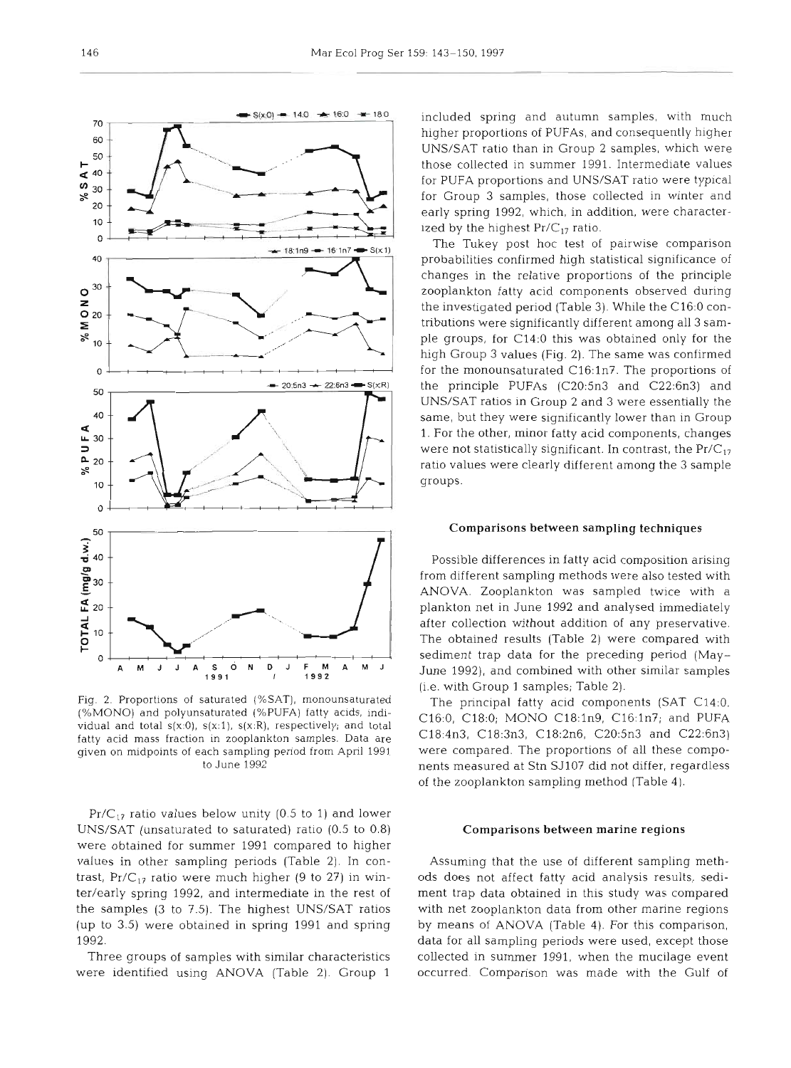Fig. 2. Proportions of saturated (%SAT), monounsaturated (%MONO) and polyunsaturated (%PUFA) fatty acids, individual and total s(x:0), s(x:1), s(x:R), respectively; and total fatty acid mass fraction in zooplankton samples. Data are given on midpoints of each sampling period from April 1991 to June 1992

$Pr/C_{17}$ ratio values below unity (0.5 to 1) and lower UNS/SAT (unsaturated to saturated) ratio (0.5 to 0.8) were obtained for summer 1991 compared to higher values in other sampling periods (Table 2). In contrast, $Pr/C_{17}$ ratio were much higher (9 to 27) in winter/early spring 1992, and intermediate in the rest of the samples (3 to 7.5). The highest UNS/SAT ratios (up to 3.5) were obtained in spring 1991 and spring 1992.

Three groups of samples with similar characteristics were identified using ANOVA (Table 2). Group 1 included spring and autumn samples, with much higher proportions of PUFAs, and consequently higher UNS/SAT ratio than in Group 2 samples, which were those collected in summer 1991. Intermediate values for PUFA proportions and UNS/SAT ratio were typical for Group 3 samples, those collected in winter and early spring 1992, which, in addition, were characterized by the highest $Pr/C_{17}$ ratio.

The Tukey post hoc test of pairwise comparison probabilities confirmed high statistical significance of changes in the relative proportions of the principle zooplankton fatty acid components observed during the investigated period (Table 3). While the C16:0 contributions were significantly different among all 3 sample groups, for C14:0 this was obtained only for the high Group 3 values (Fig. 2). The same was confirmed for the monounsaturated C16:1n7. The proportions of the principle PUFAs (C20:5n3 and C22:6n3) and UNS/SAT ratios in Group 2 and 3 were essentially the same, but they were significantly lower than in Group 1. For the other, minor fatty acid components, changes were not statistically significant. In contrast, the $Pr/C_{17}$ ratio values were clearly different among the 3 sample groups.

### Comparisons between sampling techniques

Possible differences in fatty acid composition arising from different sampling methods were also tested with ANOVA. Zooplankton was sampled twice with a plankton net in June 1992 and analysed immediately after collection without addition of any preservative. The obtained results (Table 2) were compared with sediment trap data for the preceding period (May–June 1992), and combined with other similar samples (i.e. with Group 1 samples; Table 2).

The principal fatty acid components (SAT C14:0, C16:0, C18:0; MONO C18:1n9, C16:1n7; and PUFA C18:4n3, C18:3n3, C18:2n6, C20:5n3 and C22:6n3) were compared. The proportions of all these components measured at Stn SJ107 did not differ, regardless of the zooplankton sampling method (Table 4).

### Comparisons between marine regions

Assuming that the use of different sampling methods does not affect fatty acid analysis results, sediment trap data obtained in this study was compared with net zooplankton data from other marine regions by means of ANOVA (Table 4). For this comparison, data for all sampling periods were used, except those collected in summer 1991, when the mucilage event occurred. Comparison was made with the Gulf of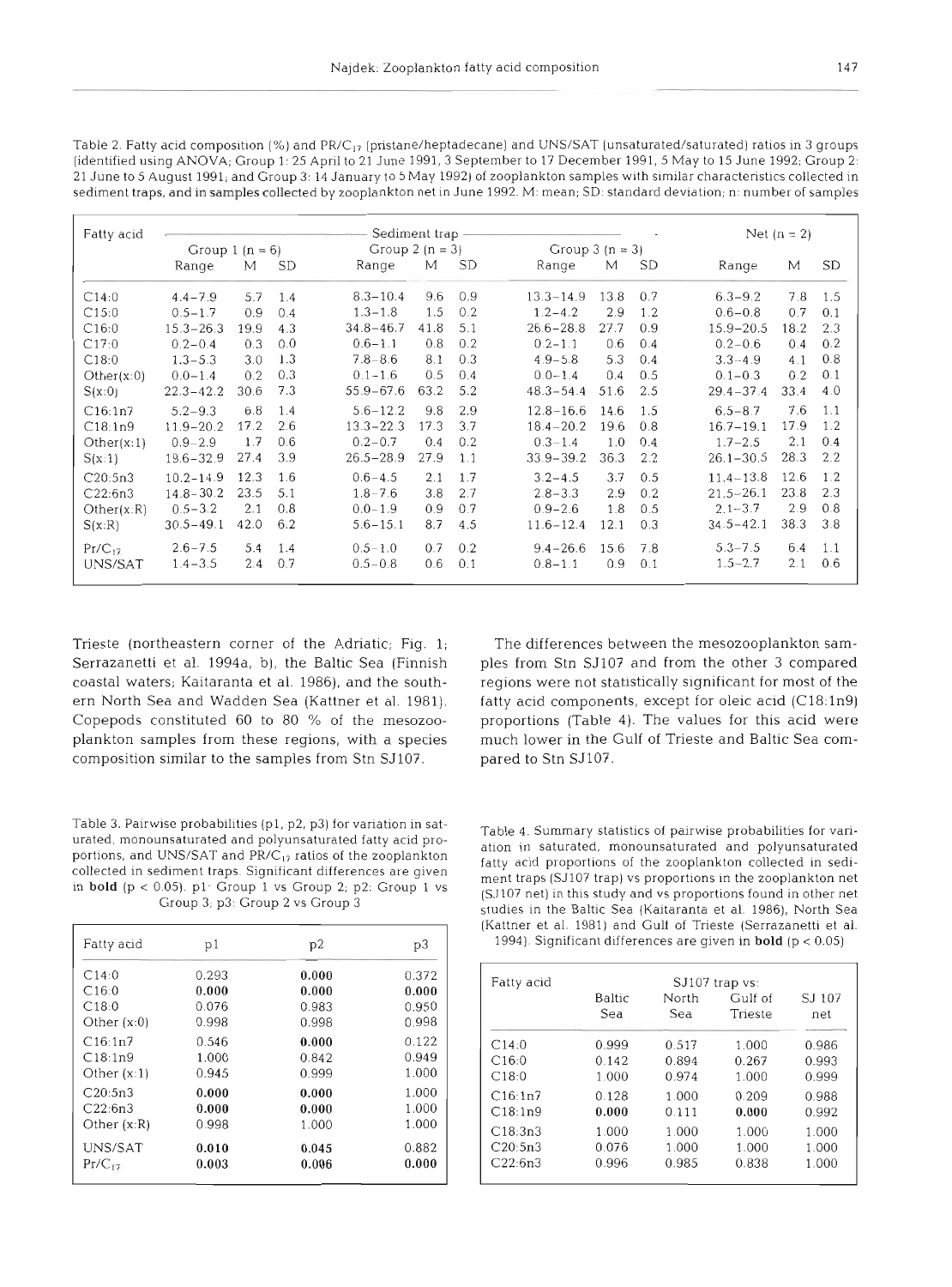Table 2. Fatty acid composition (%) and PR/$C_{17}$ (pristane/heptadecane) and UNS/SAT (unsaturated/saturated) ratios in 3 groups (identified using ANOVA; Group 1: 25 April to 21 June 1991, 3 September to 17 December 1991, 5 May to 15 June 1992; Group 2: 21 June to 5 August 1991; and Group 3: 14 January to 5 May 1992) of zooplankton samples with similar characteristics collected in sediment traps, and in samples collected by zooplankton net in June 1992. M: mean; SD: standard deviation; n: number of samples

| Fatty acid | Sediment trap | | | | | | | | | Net (n = 2) | | |
|---|---|---|---|---|---|---|---|---|---|---|---|---|
| | Group 1 (n = 6) | | | Group 2 (n = 3) | | | Group 3 (n = 3) | | | | | |
| | Range | M | SD | Range | M | SD | Range | M | SD | Range | M | SD |
| C14:0 | 4.4–7.9 | 5.7 | 1.4 | 8.3–10.4 | 9.6 | 0.9 | 13.3–14.9 | 13.8 | 0.7 | 6.3–9.2 | 7.8 | 1.5 |
| C15:0 | 0.5–1.7 | 0.9 | 0.4 | 1.3–1.8 | 1.5 | 0.2 | 1.2–4.2 | 2.9 | 1.2 | 0.6–0.8 | 0.7 | 0.1 |
| C16:0 | 15.3–26.3 | 19.9 | 4.3 | 34.8–46.7 | 41.8 | 5.1 | 26.6–28.8 | 27.7 | 0.9 | 15.9–20.5 | 18.2 | 2.3 |
| C17:0 | 0.2–0.4 | 0.3 | 0.0 | 0.6–1.1 | 0.8 | 0.2 | 0.2–1.1 | 0.6 | 0.4 | 0.2–0.6 | 0.4 | 0.2 |
| C18:0 | 1.3–5.3 | 3.0 | 1.3 | 7.8–8.6 | 8.1 | 0.3 | 4.9–5.8 | 5.3 | 0.4 | 3.3–4.9 | 4.1 | 0.8 |
| Other(x:0) | 0.0–1.4 | 0.2 | 0.3 | 0.1–1.6 | 0.5 | 0.4 | 0.0–1.4 | 0.4 | 0.5 | 0.1–0.3 | 0.2 | 0.1 |
| S(x:0) | 22.3–42.2 | 30.6 | 7.3 | 55.9–67.6 | 63.2 | 5.2 | 48.3–54.4 | 51.6 | 2.5 | 29.4–37.4 | 33.4 | 4.0 |
| C16:1n7 | 5.2–9.3 | 6.8 | 1.4 | 5.6–12.2 | 9.8 | 2.9 | 12.8–16.6 | 14.6 | 1.5 | 6.5–8.7 | 7.6 | 1.1 |
| C18:1n9 | 11.9–20.2 | 17.2 | 2.6 | 13.3–22.3 | 17.3 | 3.7 | 18.4–20.2 | 19.6 | 0.8 | 16.7–19.1 | 17.9 | 1.2 |
| Other(x:1) | 0.9–2.9 | 1.7 | 0.6 | 0.2–0.7 | 0.4 | 0.2 | 0.3–1.4 | 1.0 | 0.4 | 1.7–2.5 | 2.1 | 0.4 |
| S(x:1) | 19.6–32.9 | 27.4 | 3.9 | 26.5–28.9 | 27.9 | 1.1 | 33.9–39.2 | 36.3 | 2.2 | 26.1–30.5 | 28.3 | 2.2 |
| C20:5n3 | 10.2–14.9 | 12.3 | 1.6 | 0.6–4.5 | 2.1 | 1.7 | 3.2–4.5 | 3.7 | 0.5 | 11.4–13.8 | 12.6 | 1.2 |
| C22:6n3 | 14.8–30.2 | 23.5 | 5.1 | 1.8–7.6 | 3.8 | 2.7 | 2.8–3.3 | 2.9 | 0.2 | 21.5–26.1 | 23.8 | 2.3 |
| Other(x:R) | 0.5–3.2 | 2.1 | 0.8 | 0.0–1.9 | 0.9 | 0.7 | 0.9–2.6 | 1.8 | 0.5 | 2.1–3.7 | 2.9 | 0.8 |
| S(x:R) | 30.5–49.1 | 42.0 | 6.2 | 5.6–15.1 | 8.7 | 4.5 | 11.6–12.4 | 12.1 | 0.3 | 34.5–42.1 | 38.3 | 3.8 |
| Pr/$C_{17}$ | 2.6–7.5 | 5.4 | 1.4 | 0.5–1.0 | 0.7 | 0.2 | 9.4–26.6 | 15.6 | 7.8 | 5.3–7.5 | 6.4 | 1.1 |
| UNS/SAT | 1.4–3.5 | 2.4 | 0.7 | 0.5–0.8 | 0.6 | 0.1 | 0.8–1.1 | 0.9 | 0.1 | 1.5–2.7 | 2.1 | 0.6 |

Trieste (northeastern corner of the Adriatic; Fig. 1; Serrazanetti et al. 1994a, b), the Baltic Sea (Finnish coastal waters; Kaitaranta et al. 1986), and the southern North Sea and Wadden Sea (Kattner et al. 1981). Copepods constituted 60 to 80 % of the mesozooplankton samples from these regions, with a species composition similar to the samples from Stn SJ107.

The differences between the mesozooplankton samples from Stn SJ107 and from the other 3 compared regions were not statistically significant for most of the fatty acid components, except for oleic acid (C18:1n9) proportions (Table 4). The values for this acid were much lower in the Gulf of Trieste and Baltic Sea compared to Stn SJ107.

Table 3. Pairwise probabilities (p1, p2, p3) for variation in saturated, monounsaturated and polyunsaturated fatty acid proportions, and UNS/SAT and PR/$C_{17}$ ratios of the zooplankton collected in sediment traps. Significant differences are given in **bold** ($p < 0.05$). p1: Group 1 vs Group 2; p2: Group 1 vs Group 3; p3: Group 2 vs Group 3

| Fatty acid | p1 | p2 | p3 |
|---|---|---|---|
| C14:0 | 0.293 | **0.000** | 0.372 |
| C16:0 | **0.000** | **0.000** | **0.000** |
| C18:0 | 0.076 | 0.983 | 0.950 |
| Other (x:0) | 0.998 | 0.998 | 0.998 |
| C16:1n7 | 0.546 | **0.000** | 0.122 |
| C18:1n9 | 1.000 | 0.842 | 0.949 |
| Other (x:1) | 0.945 | 0.999 | 1.000 |
| C20:5n3 | **0.000** | **0.000** | 1.000 |
| C22:6n3 | **0.000** | **0.000** | 1.000 |
| Other (x:R) | 0.998 | 1.000 | 1.000 |
| UNS/SAT | **0.010** | **0.045** | 0.882 |
| Pr/$C_{17}$ | **0.003** | **0.006** | **0.000** |

Table 4. Summary statistics of pairwise probabilities for variation in saturated, monounsaturated and polyunsaturated fatty acid proportions of the zooplankton collected in sediment traps (SJ107 trap) vs proportions in the zooplankton net (SJ107 net) in this study and vs proportions found in other net studies in the Baltic Sea (Kaitaranta et al. 1986), North Sea (Kattner et al. 1981) and Gulf of Trieste (Serrazanetti et al. 1994). Significant differences are given in **bold** ($p < 0.05$)

| Fatty acid | SJ107 trap vs: | | | |
|---|---|---|---|---|
| | Baltic Sea | North Sea | Gulf of Trieste | SJ 107 net |
| C14:0 | 0.999 | 0.517 | 1.000 | 0.986 |
| C16:0 | 0.142 | 0.894 | 0.267 | 0.993 |
| C18:0 | 1.000 | 0.974 | 1.000 | 0.999 |
| C16:1n7 | 0.128 | 1.000 | 0.209 | 0.988 |
| C18:1n9 | **0.000** | 0.111 | **0.000** | 0.992 |
| C18:3n3 | 1.000 | 1.000 | 1.000 | 1.000 |
| C20:5n3 | 0.076 | 1.000 | 1.000 | 1.000 |
| C22:6n3 | 0.996 | 0.985 | 0.838 | 1.000 |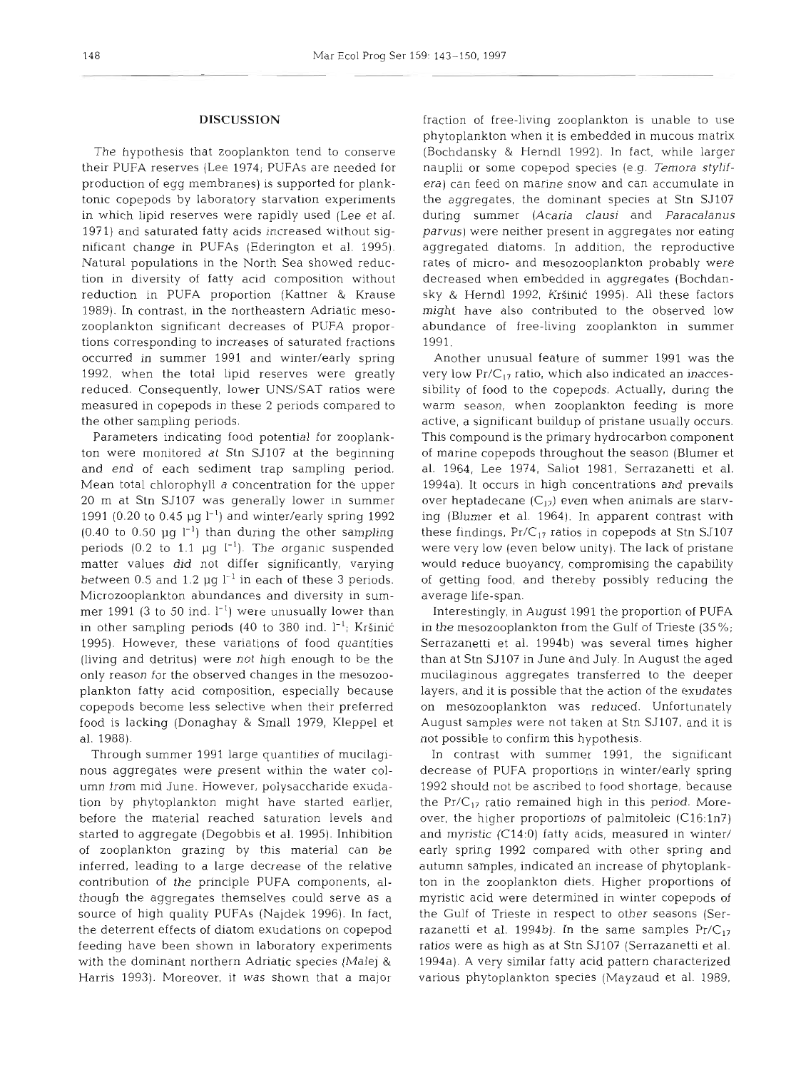## DISCUSSION

The hypothesis that zooplankton tend to conserve their PUFA reserves (Lee 1974; PUFAs are needed for production of egg membranes) is supported for planktonic copepods by laboratory starvation experiments in which lipid reserves were rapidly used (Lee et al. 1971) and saturated fatty acids increased without significant change in PUFAs (Ederington et al. 1995). Natural populations in the North Sea showed reduction in diversity of fatty acid composition without reduction in PUFA proportion (Kattner & Krause 1989). In contrast, in the northeastern Adriatic mesozooplankton significant decreases of PUFA proportions corresponding to increases of saturated fractions occurred in summer 1991 and winter/early spring 1992, when the total lipid reserves were greatly reduced. Consequently, lower UNS/SAT ratios were measured in copepods in these 2 periods compared to the other sampling periods.

Parameters indicating food potential for zooplankton were monitored at Stn SJ107 at the beginning and end of each sediment trap sampling period. Mean total chlorophyll *a* concentration for the upper 20 m at Stn SJ107 was generally lower in summer 1991 (0.20 to 0.45 µg $l^{-1}$) and winter/early spring 1992 (0.40 to 0.50 µg $l^{-1}$) than during the other sampling periods (0.2 to 1.1 µg $l^{-1}$). The organic suspended matter values did not differ significantly, varying between 0.5 and 1.2 µg $l^{-1}$ in each of these 3 periods. Microzooplankton abundances and diversity in summer 1991 (3 to 50 ind. $l^{-1}$) were unusually lower than in other sampling periods (40 to 380 ind. $l^{-1}$; Kršinić 1995). However, these variations of food quantities (living and detritus) were not high enough to be the only reason for the observed changes in the mesozooplankton fatty acid composition, especially because copepods become less selective when their preferred food is lacking (Donaghay & Small 1979, Kleppel et al. 1988).

Through summer 1991 large quantities of mucilaginous aggregates were present within the water column from mid June. However, polysaccharide exudation by phytoplankton might have started earlier, before the material reached saturation levels and started to aggregate (Degobbis et al. 1995). Inhibition of zooplankton grazing by this material can be inferred, leading to a large decrease of the relative contribution of the principle PUFA components, although the aggregates themselves could serve as a source of high quality PUFAs (Najdek 1996). In fact, the deterrent effects of diatom exudations on copepod feeding have been shown in laboratory experiments with the dominant northern Adriatic species (Malej & Harris 1993). Moreover, it was shown that a major fraction of free-living zooplankton is unable to use phytoplankton when it is embedded in mucous matrix (Bochdansky & Herndl 1992). In fact, while larger nauplii or some copepod species (e.g. *Temora stylifera*) can feed on marine snow and can accumulate in the aggregates, the dominant species at Stn SJ107 during summer (*Acaria clausi* and *Paracalanus parvus*) were neither present in aggregates nor eating aggregated diatoms. In addition, the reproductive rates of micro- and mesozooplankton probably were decreased when embedded in aggregates (Bochdansky & Herndl 1992, Kršinić 1995). All these factors might have also contributed to the observed low abundance of free-living zooplankton in summer 1991.

Another unusual feature of summer 1991 was the very low $Pr/C_{17}$ ratio, which also indicated an inaccessibility of food to the copepods. Actually, during the warm season, when zooplankton feeding is more active, a significant buildup of pristane usually occurs. This compound is the primary hydrocarbon component of marine copepods throughout the season (Blumer et al. 1964, Lee 1974, Saliot 1981, Serrazanetti et al. 1994a). It occurs in high concentrations and prevails over heptadecane ($C_{17}$) even when animals are starving (Blumer et al. 1964). In apparent contrast with these findings, $Pr/C_{17}$ ratios in copepods at Stn SJ107 were very low (even below unity). The lack of pristane would reduce buoyancy, compromising the capability of getting food, and thereby possibly reducing the average life-span.

Interestingly, in August 1991 the proportion of PUFA in the mesozooplankton from the Gulf of Trieste (35%; Serrazanetti et al. 1994b) was several times higher than at Stn SJ107 in June and July. In August the aged mucilaginous aggregates transferred to the deeper layers, and it is possible that the action of the exudates on mesozooplankton was reduced. Unfortunately August samples were not taken at Stn SJ107, and it is not possible to confirm this hypothesis.

In contrast with summer 1991, the significant decrease of PUFA proportions in winter/early spring 1992 should not be ascribed to food shortage, because the $Pr/C_{17}$ ratio remained high in this period. Moreover, the higher proportions of palmitoleic (C16:1n7) and myristic (C14:0) fatty acids, measured in winter/early spring 1992 compared with other spring and autumn samples, indicated an increase of phytoplankton in the zooplankton diets. Higher proportions of myristic acid were determined in winter copepods of the Gulf of Trieste in respect to other seasons (Serrazanetti et al. 1994b). In the same samples $Pr/C_{17}$ ratios were as high as at Stn SJ107 (Serrazanetti et al. 1994a). A very similar fatty acid pattern characterized various phytoplankton species (Mayzaud et al. 1989,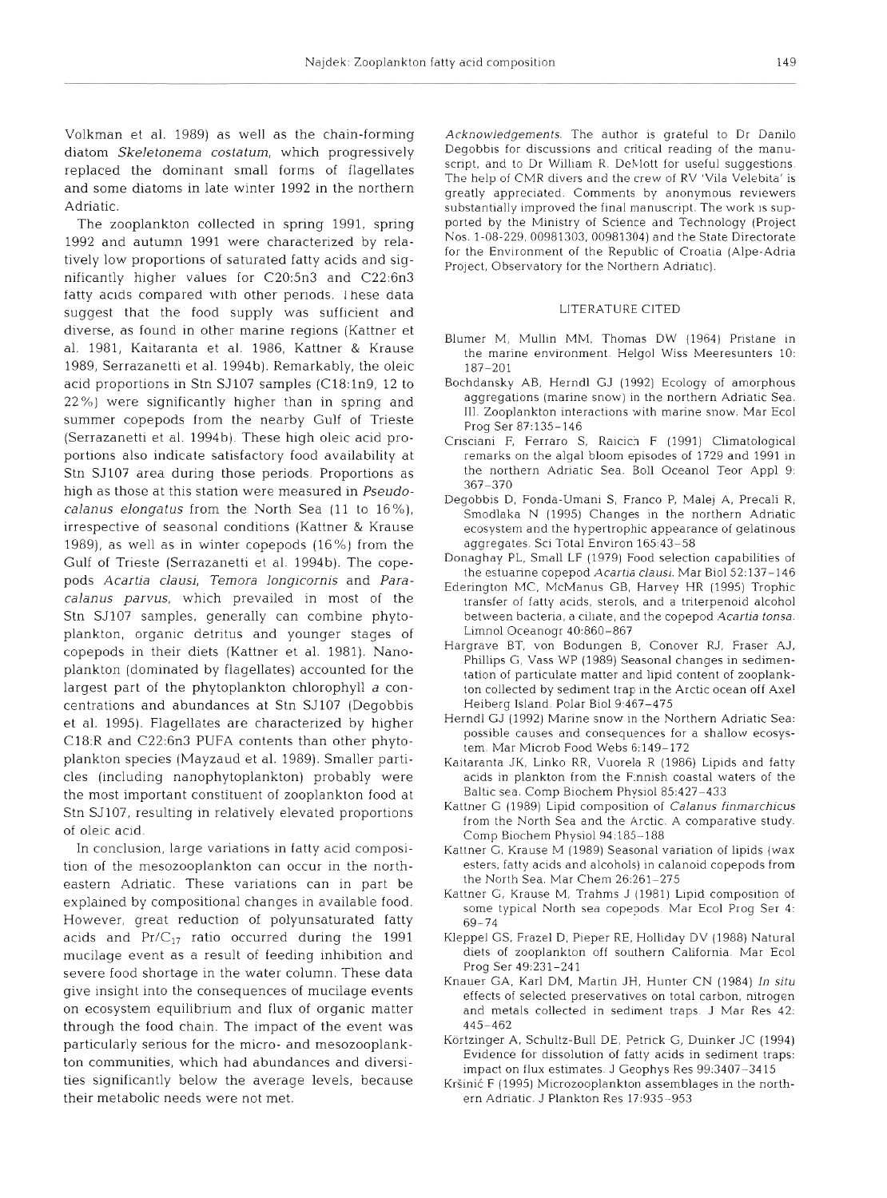Volkman et al. 1989) as well as the chain-forming diatom *Skeletonema costatum*, which progressively replaced the dominant small forms of flagellates and some diatoms in late winter 1992 in the northern Adriatic.

The zooplankton collected in spring 1991, spring 1992 and autumn 1991 were characterized by relatively low proportions of saturated fatty acids and significantly higher values for C20:5n3 and C22:6n3 fatty acids compared with other periods. These data suggest that the food supply was sufficient and diverse, as found in other marine regions (Kattner et al. 1981, Kaitaranta et al. 1986, Kattner & Krause 1989, Serrazanetti et al. 1994b). Remarkably, the oleic acid proportions in Stn SJ107 samples (C18:1n9, 12 to 22%) were significantly higher than in spring and summer copepods from the nearby Gulf of Trieste (Serrazanetti et al. 1994b). These high oleic acid proportions also indicate satisfactory food availability at Stn SJ107 area during those periods. Proportions as high as those at this station were measured in *Pseudocalanus elongatus* from the North Sea (11 to 16%), irrespective of seasonal conditions (Kattner & Krause 1989), as well as in winter copepods (16%) from the Gulf of Trieste (Serrazanetti et al. 1994b). The copepods *Acartia clausi*, *Temora longicornis* and *Paracalanus parvus*, which prevailed in most of the Stn SJ107 samples, generally can combine phytoplankton, organic detritus and younger stages of copepods in their diets (Kattner et al. 1981). Nanoplankton (dominated by flagellates) accounted for the largest part of the phytoplankton chlorophyll *a* concentrations and abundances at Stn SJ107 (Degobbis et al. 1995). Flagellates are characterized by higher C18:R and C22:6n3 PUFA contents than other phytoplankton species (Mayzaud et al. 1989). Smaller particles (including nanophytoplankton) probably were the most important constituent of zooplankton food at Stn SJ107, resulting in relatively elevated proportions of oleic acid.

In conclusion, large variations in fatty acid composition of the mesozooplankton can occur in the northeastern Adriatic. These variations can in part be explained by compositional changes in available food. However, great reduction of polyunsaturated fatty acids and $Pr/C_{17}$ ratio occurred during the 1991 mucilage event as a result of feeding inhibition and severe food shortage in the water column. These data give insight into the consequences of mucilage events on ecosystem equilibrium and flux of organic matter through the food chain. The impact of the event was particularly serious for the micro- and mesozooplankton communities, which had abundances and diversities significantly below the average levels, because their metabolic needs were not met.

*Acknowledgements.* The author is grateful to Dr Danilo Degobbis for discussions and critical reading of the manuscript, and to Dr William R. DeMott for useful suggestions. The help of CMR divers and the crew of RV 'Vila Velebita' is greatly appreciated. Comments by anonymous reviewers substantially improved the final manuscript. The work is supported by the Ministry of Science and Technology (Project Nos. 1-08-229, 00981303, 00981304) and the State Directorate for the Environment of the Republic of Croatia (Alpe-Adria Project, Observatory for the Northern Adriatic).

## LITERATURE CITED

Blumer M, Mullin MM, Thomas DW (1964) Pristane in the marine environment. Helgol Wiss Meeresunters 10: 187–201

Bochdansky AB, Herndl GJ (1992) Ecology of amorphous aggregations (marine snow) in the northern Adriatic Sea. III. Zooplankton interactions with marine snow. Mar Ecol Prog Ser 87:135–146

Crisciani F, Ferraro S, Raicich F (1991) Climatological remarks on the algal bloom episodes of 1729 and 1991 in the northern Adriatic Sea. Boll Oceanol Teor Appl 9: 367–370

Degobbis D, Fonda-Umani S, Franco P, Malej A, Precali R, Smodlaka N (1995) Changes in the northern Adriatic ecosystem and the hypertrophic appearance of gelatinous aggregates. Sci Total Environ 165:43–58

Donaghay PL, Small LF (1979) Food selection capabilities of the estuarine copepod *Acartia clausi*. Mar Biol 52:137–146

Ederington MC, McManus GB, Harvey HR (1995) Trophic transfer of fatty acids, sterols, and a triterpenoid alcohol between bacteria, a ciliate, and the copepod *Acartia tonsa*. Limnol Oceanogr 40:860–867

Hargrave BT, von Bodungen B, Conover RJ, Fraser AJ, Phillips G, Vass WP (1989) Seasonal changes in sedimentation of particulate matter and lipid content of zooplankton collected by sediment trap in the Arctic ocean off Axel Heiberg Island. Polar Biol 9:467–475

Herndl GJ (1992) Marine snow in the Northern Adriatic Sea: possible causes and consequences for a shallow ecosystem. Mar Microb Food Webs 6:149–172

Kaitaranta JK, Linko RR, Vuorela R (1986) Lipids and fatty acids in plankton from the Finnish coastal waters of the Baltic sea. Comp Biochem Physiol 85:427–433

Kattner G (1989) Lipid composition of *Calanus finmarchicus* from the North Sea and the Arctic. A comparative study. Comp Biochem Physiol 94:185–188

Kattner G, Krause M (1989) Seasonal variation of lipids (wax esters, fatty acids and alcohols) in calanoid copepods from the North Sea. Mar Chem 26:261–275

Kattner G, Krause M, Trahms J (1981) Lipid composition of some typical North sea copepods. Mar Ecol Prog Ser 4: 69–74

Kleppel GS, Frazel D, Pieper RE, Holliday DV (1988) Natural diets of zooplankton off southern California. Mar Ecol Prog Ser 49:231–241

Knauer GA, Karl DM, Martin JH, Hunter CN (1984) *In situ* effects of selected preservatives on total carbon, nitrogen and metals collected in sediment traps. J Mar Res 42: 445–462

Körtzinger A, Schultz-Bull DE, Petrick G, Duinker JC (1994) Evidence for dissolution of fatty acids in sediment traps: impact on flux estimates. J Geophys Res 99:3407–3415

Kršinić F (1995) Microzooplankton assemblages in the northern Adriatic. J Plankton Res 17:935–953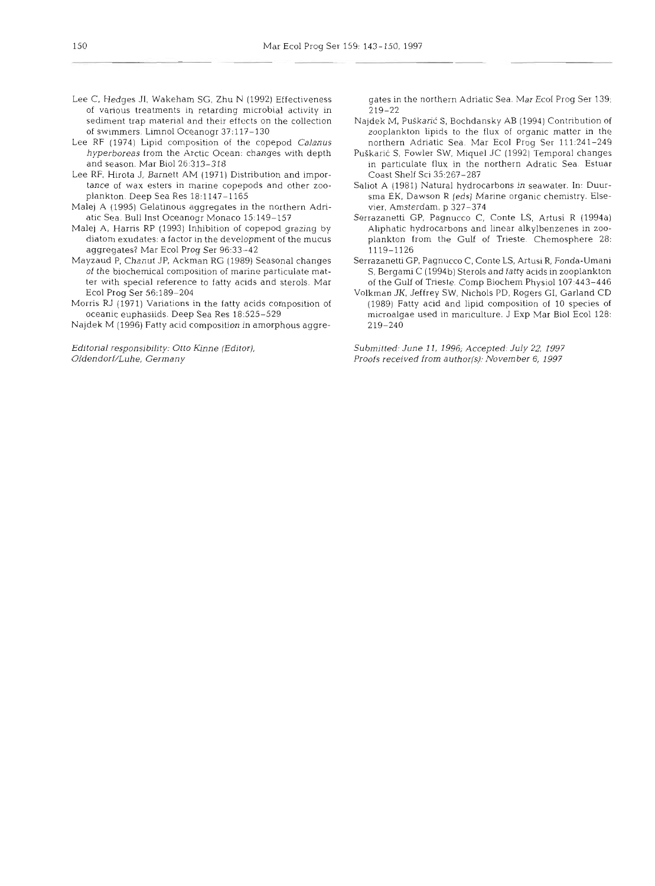Lee C, Hedges JI, Wakeham SG, Zhu N (1992) Effectiveness of various treatments in retarding microbial activity in sediment trap material and their effects on the collection of swimmers. Limnol Oceanogr 37:117–130

Lee RF (1974) Lipid composition of the copepod *Calanus hyperboreas* from the Arctic Ocean: changes with depth and season. Mar Biol 26:313–318

Lee RF, Hirota J, Barnett AM (1971) Distribution and importance of wax esters in marine copepods and other zooplankton. Deep Sea Res 18:1147–1165

Malej A (1995) Gelatinous aggregates in the northern Adriatic Sea. Bull Inst Oceanogr Monaco 15:149–157

Malej A, Harris RP (1993) Inhibition of copepod grazing by diatom exudates: a factor in the development of the mucus aggregates? Mar Ecol Prog Ser 96:33–42

Mayzaud P, Chanut JP, Ackman RG (1989) Seasonal changes of the biochemical composition of marine particulate matter with special reference to fatty acids and sterols. Mar Ecol Prog Ser 56:189–204

Morris RJ (1971) Variations in the fatty acids composition of oceanic euphasiids. Deep Sea Res 18:525–529

Najdek M (1996) Fatty acid composition in amorphous aggregates in the northern Adriatic Sea. Mar Ecol Prog Ser 139: 219–22

Najdek M, Puškarić S, Bochdansky AB (1994) Contribution of zooplankton lipids to the flux of organic matter in the northern Adriatic Sea. Mar Ecol Prog Ser 111:241–249

Puškarić S, Fowler SW, Miquel JC (1992) Temporal changes in particulate flux in the northern Adratic Sea. Estuar Coast Shelf Sci 35:267–287

Saliot A (1981) Natural hydrocarbons in seawater. In: Duursma EK, Dawson R (eds) Marine organic chemistry. Elsevier, Amsterdam, p 327–374

Serrazanetti GP, Pagnucco C, Conte LS, Artusi R (1994a) Aliphatic hydrocarbons and linear alkylbenzenes in zooplankton from the Gulf of Trieste. Chemosphere 28: 1119–1126

Serrazanetti GP, Pagnucco C, Conte LS, Artusi R, Fonda-Umani S, Bergami C (1994b) Sterols and fatty acids in zooplankton of the Gulf of Trieste. Comp Biochem Physiol 107:443–446

Volkman JK, Jeffrey SW, Nichols PD, Rogers GI, Garland CD (1989) Fatty acid and lipid composition of 10 species of microalgae used in mariculture. J Exp Mar Biol Ecol 128: 219–240

*Editorial responsibility: Otto Kinne (Editor), Oldendorf/Luhe, Germany*

*Submitted: June 11, 1996; Accepted: July 22, 1997*
*Proofs received from author(s): November 6, 1997*